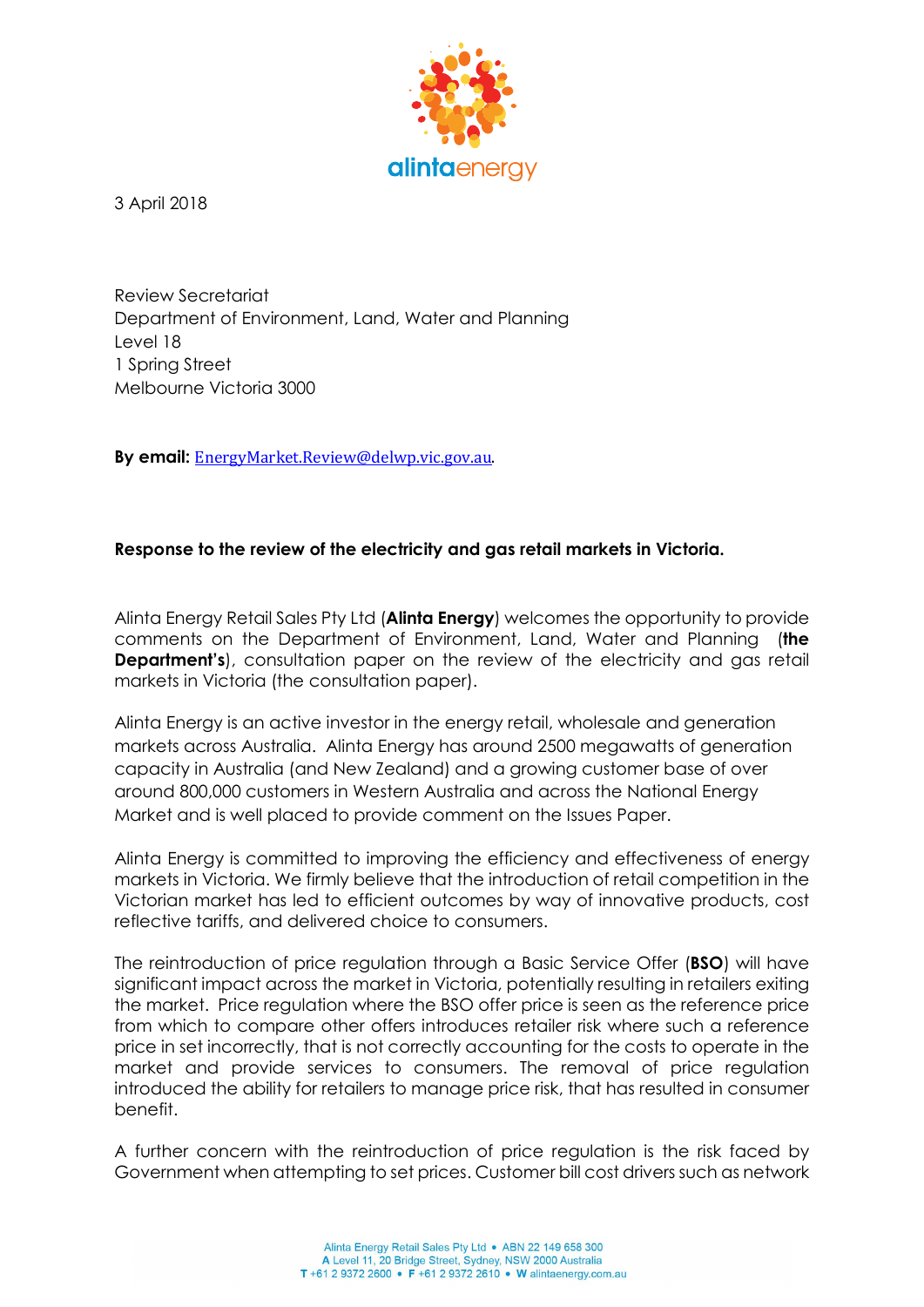3 April 2018

Review Secretariat
Department of Environment, Land, Water and Planning
Level 18
1 Spring Street
Melbourne Victoria 3000

**By email:** EnergyMarket.Review@delwp.vic.gov.au.

**Response to the review of the electricity and gas retail markets in Victoria.**

Alinta Energy Retail Sales Pty Ltd (**Alinta Energy**) welcomes the opportunity to provide comments on the Department of Environment, Land, Water and Planning (**the Department's**), consultation paper on the review of the electricity and gas retail markets in Victoria (the consultation paper).

Alinta Energy is an active investor in the energy retail, wholesale and generation markets across Australia. Alinta Energy has around 2500 megawatts of generation capacity in Australia (and New Zealand) and a growing customer base of over around 800,000 customers in Western Australia and across the National Energy Market and is well placed to provide comment on the Issues Paper.

Alinta Energy is committed to improving the efficiency and effectiveness of energy markets in Victoria. We firmly believe that the introduction of retail competition in the Victorian market has led to efficient outcomes by way of innovative products, cost reflective tariffs, and delivered choice to consumers.

The reintroduction of price regulation through a Basic Service Offer (**BSO**) will have significant impact across the market in Victoria, potentially resulting in retailers exiting the market. Price regulation where the BSO offer price is seen as the reference price from which to compare other offers introduces retailer risk where such a reference price in set incorrectly, that is not correctly accounting for the costs to operate in the market and provide services to consumers. The removal of price regulation introduced the ability for retailers to manage price risk, that has resulted in consumer benefit.

A further concern with the reintroduction of price regulation is the risk faced by Government when attempting to set prices. Customer bill cost drivers such as network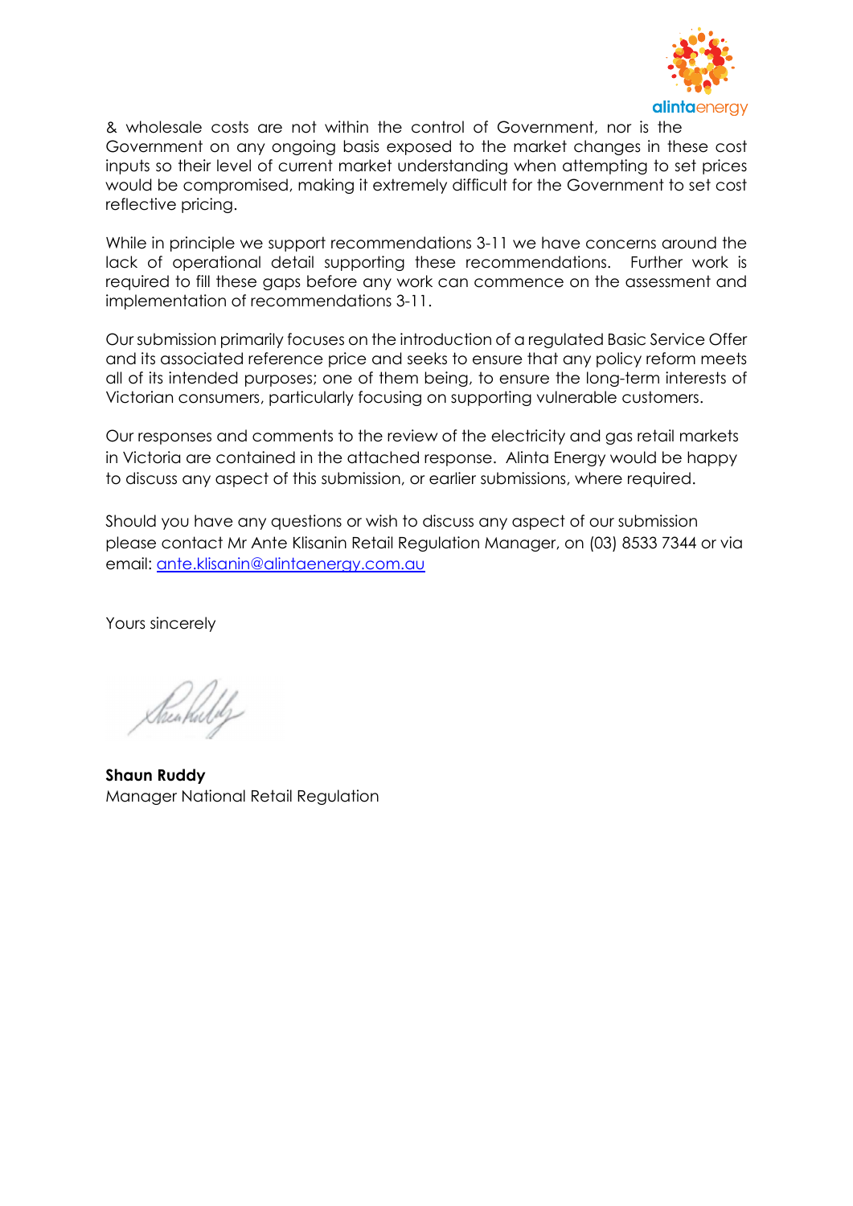& wholesale costs are not within the control of Government, nor is the Government on any ongoing basis exposed to the market changes in these cost inputs so their level of current market understanding when attempting to set prices would be compromised, making it extremely difficult for the Government to set cost reflective pricing.

While in principle we support recommendations 3-11 we have concerns around the lack of operational detail supporting these recommendations. Further work is required to fill these gaps before any work can commence on the assessment and implementation of recommendations 3-11.

Our submission primarily focuses on the introduction of a regulated Basic Service Offer and its associated reference price and seeks to ensure that any policy reform meets all of its intended purposes; one of them being, to ensure the long-term interests of Victorian consumers, particularly focusing on supporting vulnerable customers.

Our responses and comments to the review of the electricity and gas retail markets in Victoria are contained in the attached response. Alinta Energy would be happy to discuss any aspect of this submission, or earlier submissions, where required.

Should you have any questions or wish to discuss any aspect of our submission please contact Mr Ante Klisanin Retail Regulation Manager, on (03) 8533 7344 or via email: ante.klisanin@alintaenergy.com.au

Yours sincerely

**Shaun Ruddy**
Manager National Retail Regulation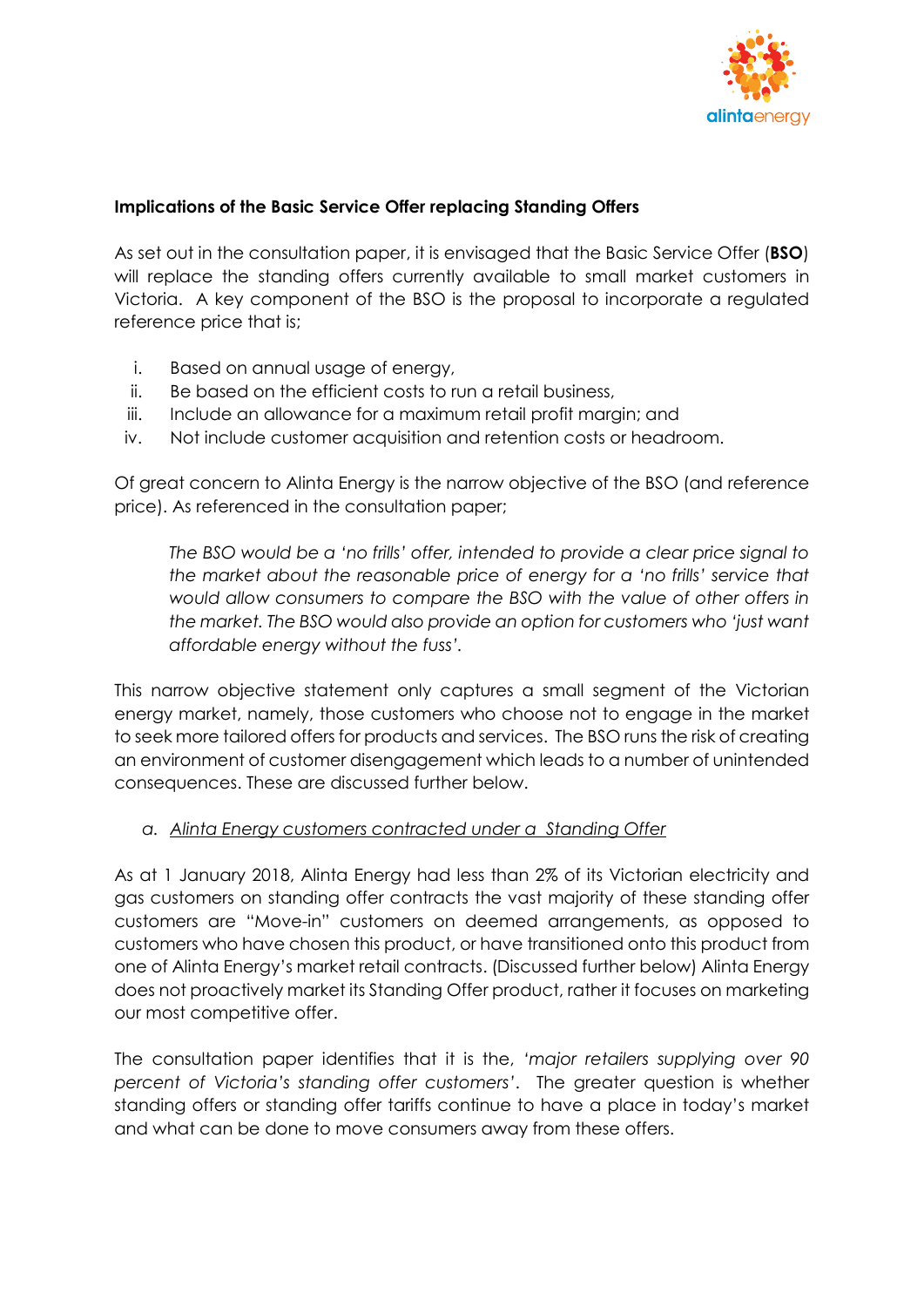**Implications of the Basic Service Offer replacing Standing Offers**

As set out in the consultation paper, it is envisaged that the Basic Service Offer (**BSO**) will replace the standing offers currently available to small market customers in Victoria. A key component of the BSO is the proposal to incorporate a regulated reference price that is;

i. Based on annual usage of energy,
ii. Be based on the efficient costs to run a retail business,
iii. Include an allowance for a maximum retail profit margin; and
iv. Not include customer acquisition and retention costs or headroom.

Of great concern to Alinta Energy is the narrow objective of the BSO (and reference price). As referenced in the consultation paper;

> *The BSO would be a 'no frills' offer, intended to provide a clear price signal to the market about the reasonable price of energy for a 'no frills' service that would allow consumers to compare the BSO with the value of other offers in the market. The BSO would also provide an option for customers who 'just want affordable energy without the fuss'.*

This narrow objective statement only captures a small segment of the Victorian energy market, namely, those customers who choose not to engage in the market to seek more tailored offers for products and services. The BSO runs the risk of creating an environment of customer disengagement which leads to a number of unintended consequences. These are discussed further below.

a. *Alinta Energy customers contracted under a Standing Offer*

As at 1 January 2018, Alinta Energy had less than 2% of its Victorian electricity and gas customers on standing offer contracts the vast majority of these standing offer customers are "Move-in" customers on deemed arrangements, as opposed to customers who have chosen this product, or have transitioned onto this product from one of Alinta Energy's market retail contracts. (Discussed further below) Alinta Energy does not proactively market its Standing Offer product, rather it focuses on marketing our most competitive offer.

The consultation paper identifies that it is the, *'major retailers supplying over 90 percent of Victoria's standing offer customers'*. The greater question is whether standing offers or standing offer tariffs continue to have a place in today's market and what can be done to move consumers away from these offers.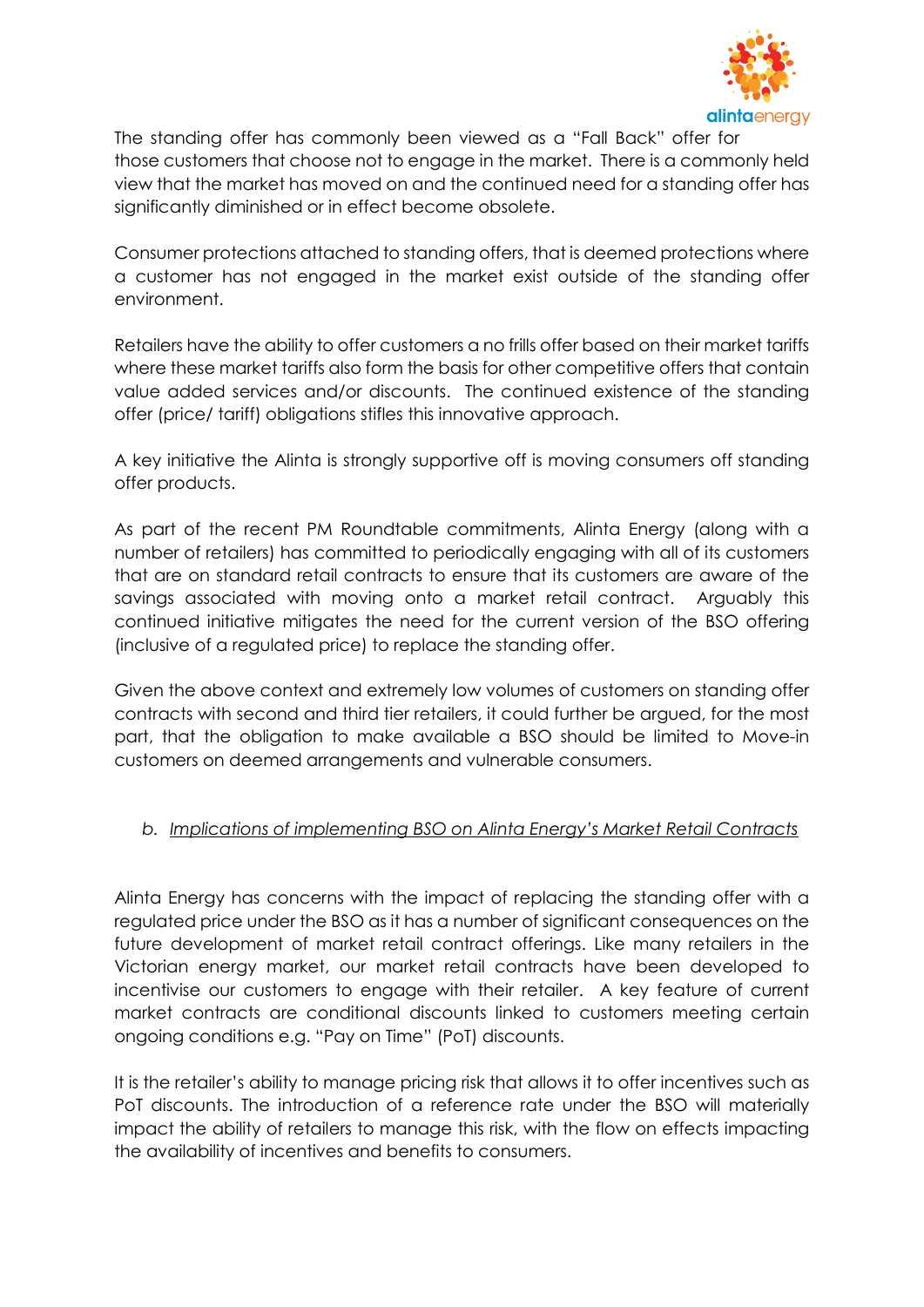The standing offer has commonly been viewed as a "Fall Back" offer for those customers that choose not to engage in the market. There is a commonly held view that the market has moved on and the continued need for a standing offer has significantly diminished or in effect become obsolete.

Consumer protections attached to standing offers, that is deemed protections where a customer has not engaged in the market exist outside of the standing offer environment.

Retailers have the ability to offer customers a no frills offer based on their market tariffs where these market tariffs also form the basis for other competitive offers that contain value added services and/or discounts. The continued existence of the standing offer (price/ tariff) obligations stifles this innovative approach.

A key initiative the Alinta is strongly supportive off is moving consumers off standing offer products.

As part of the recent PM Roundtable commitments, Alinta Energy (along with a number of retailers) has committed to periodically engaging with all of its customers that are on standard retail contracts to ensure that its customers are aware of the savings associated with moving onto a market retail contract. Arguably this continued initiative mitigates the need for the current version of the BSO offering (inclusive of a regulated price) to replace the standing offer.

Given the above context and extremely low volumes of customers on standing offer contracts with second and third tier retailers, it could further be argued, for the most part, that the obligation to make available a BSO should be limited to Move-in customers on deemed arrangements and vulnerable consumers.

### b. *Implications of implementing BSO on Alinta Energy's Market Retail Contracts*

Alinta Energy has concerns with the impact of replacing the standing offer with a regulated price under the BSO as it has a number of significant consequences on the future development of market retail contract offerings. Like many retailers in the Victorian energy market, our market retail contracts have been developed to incentivise our customers to engage with their retailer. A key feature of current market contracts are conditional discounts linked to customers meeting certain ongoing conditions e.g. "Pay on Time" (PoT) discounts.

It is the retailer's ability to manage pricing risk that allows it to offer incentives such as PoT discounts. The introduction of a reference rate under the BSO will materially impact the ability of retailers to manage this risk, with the flow on effects impacting the availability of incentives and benefits to consumers.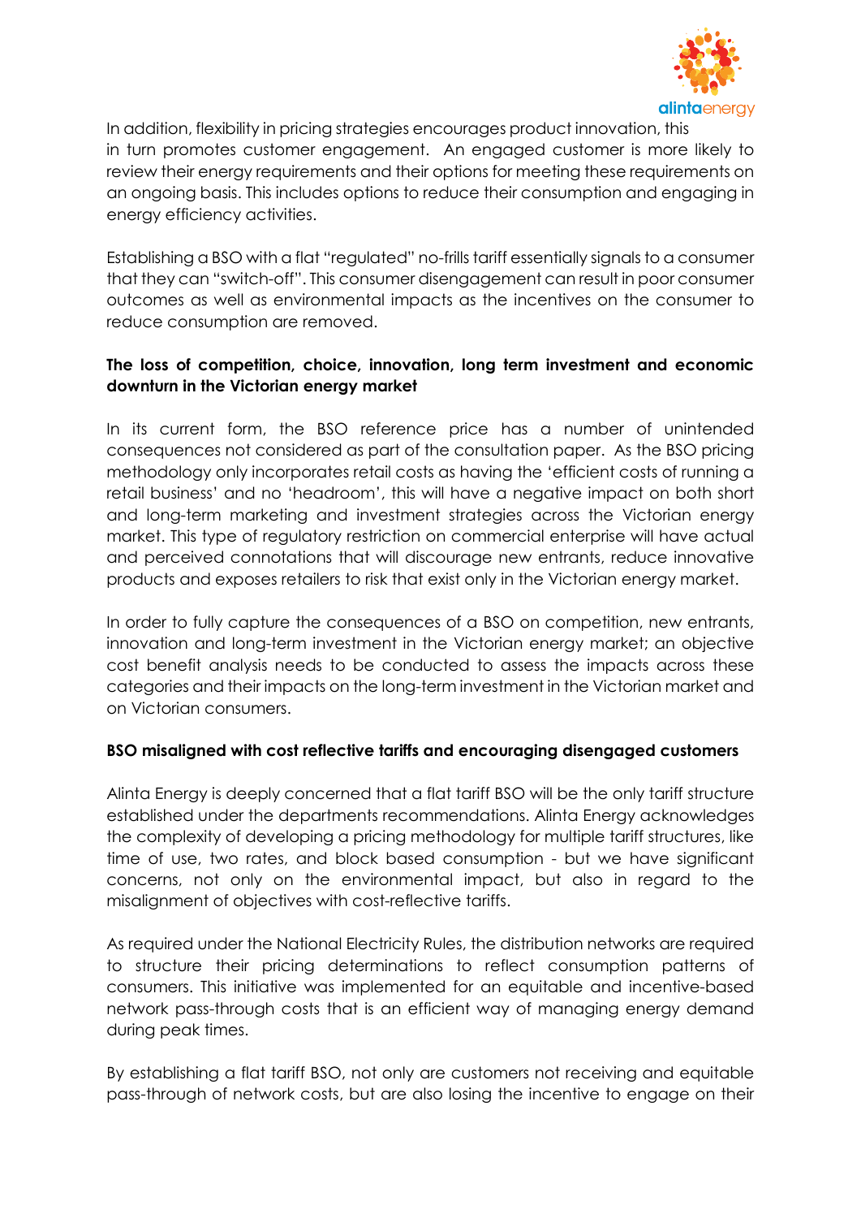In addition, flexibility in pricing strategies encourages product innovation, this in turn promotes customer engagement. An engaged customer is more likely to review their energy requirements and their options for meeting these requirements on an ongoing basis. This includes options to reduce their consumption and engaging in energy efficiency activities.

Establishing a BSO with a flat "regulated" no-frills tariff essentially signals to a consumer that they can "switch-off". This consumer disengagement can result in poor consumer outcomes as well as environmental impacts as the incentives on the consumer to reduce consumption are removed.

**The loss of competition, choice, innovation, long term investment and economic downturn in the Victorian energy market**

In its current form, the BSO reference price has a number of unintended consequences not considered as part of the consultation paper. As the BSO pricing methodology only incorporates retail costs as having the 'efficient costs of running a retail business' and no 'headroom', this will have a negative impact on both short and long-term marketing and investment strategies across the Victorian energy market. This type of regulatory restriction on commercial enterprise will have actual and perceived connotations that will discourage new entrants, reduce innovative products and exposes retailers to risk that exist only in the Victorian energy market.

In order to fully capture the consequences of a BSO on competition, new entrants, innovation and long-term investment in the Victorian energy market; an objective cost benefit analysis needs to be conducted to assess the impacts across these categories and their impacts on the long-term investment in the Victorian market and on Victorian consumers.

**BSO misaligned with cost reflective tariffs and encouraging disengaged customers**

Alinta Energy is deeply concerned that a flat tariff BSO will be the only tariff structure established under the departments recommendations. Alinta Energy acknowledges the complexity of developing a pricing methodology for multiple tariff structures, like time of use, two rates, and block based consumption - but we have significant concerns, not only on the environmental impact, but also in regard to the misalignment of objectives with cost-reflective tariffs.

As required under the National Electricity Rules, the distribution networks are required to structure their pricing determinations to reflect consumption patterns of consumers. This initiative was implemented for an equitable and incentive-based network pass-through costs that is an efficient way of managing energy demand during peak times.

By establishing a flat tariff BSO, not only are customers not receiving and equitable pass-through of network costs, but are also losing the incentive to engage on their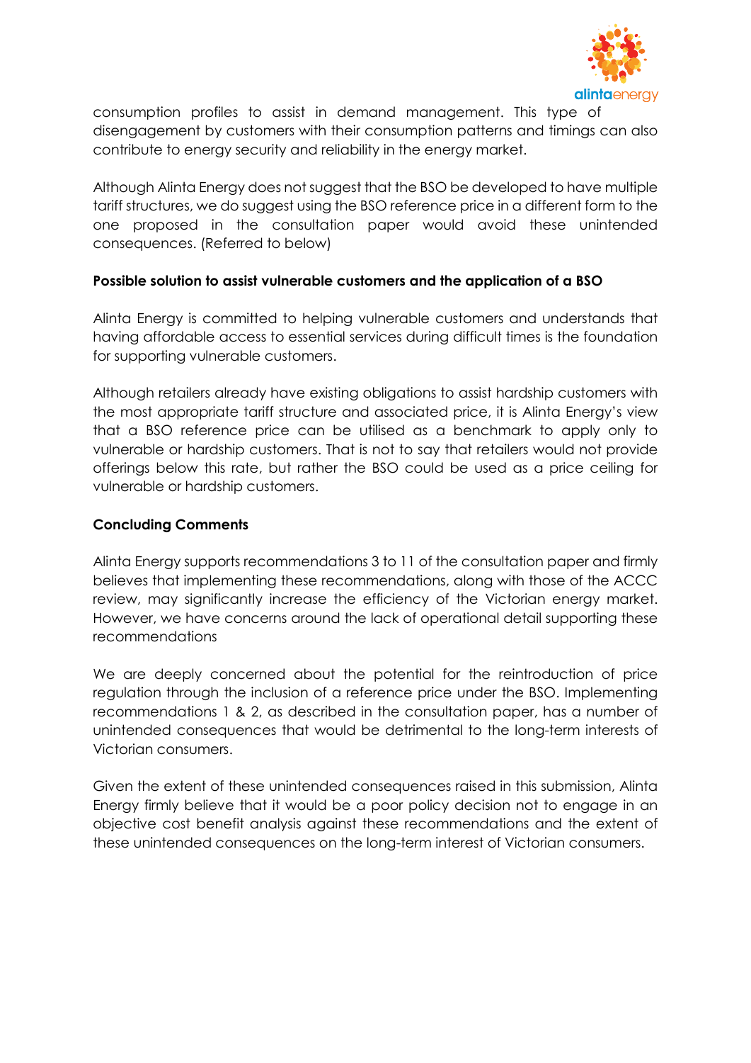consumption profiles to assist in demand management. This type of disengagement by customers with their consumption patterns and timings can also contribute to energy security and reliability in the energy market.

Although Alinta Energy does not suggest that the BSO be developed to have multiple tariff structures, we do suggest using the BSO reference price in a different form to the one proposed in the consultation paper would avoid these unintended consequences. (Referred to below)

**Possible solution to assist vulnerable customers and the application of a BSO**

Alinta Energy is committed to helping vulnerable customers and understands that having affordable access to essential services during difficult times is the foundation for supporting vulnerable customers.

Although retailers already have existing obligations to assist hardship customers with the most appropriate tariff structure and associated price, it is Alinta Energy's view that a BSO reference price can be utilised as a benchmark to apply only to vulnerable or hardship customers. That is not to say that retailers would not provide offerings below this rate, but rather the BSO could be used as a price ceiling for vulnerable or hardship customers.

**Concluding Comments**

Alinta Energy supports recommendations 3 to 11 of the consultation paper and firmly believes that implementing these recommendations, along with those of the ACCC review, may significantly increase the efficiency of the Victorian energy market. However, we have concerns around the lack of operational detail supporting these recommendations

We are deeply concerned about the potential for the reintroduction of price regulation through the inclusion of a reference price under the BSO. Implementing recommendations 1 & 2, as described in the consultation paper, has a number of unintended consequences that would be detrimental to the long-term interests of Victorian consumers.

Given the extent of these unintended consequences raised in this submission, Alinta Energy firmly believe that it would be a poor policy decision not to engage in an objective cost benefit analysis against these recommendations and the extent of these unintended consequences on the long-term interest of Victorian consumers.